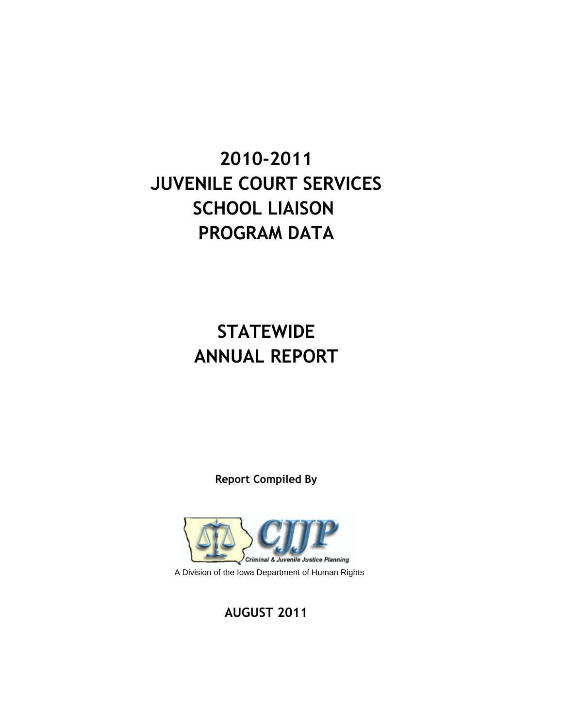# 2010-2011 JUVENILE COURT SERVICES SCHOOL LIAISON PROGRAM DATA

# STATEWIDE ANNUAL REPORT

**Report Compiled By**

CJJP

Criminal & Juvenile Justice Planning

A Division of the Iowa Department of Human Rights

**AUGUST 2011**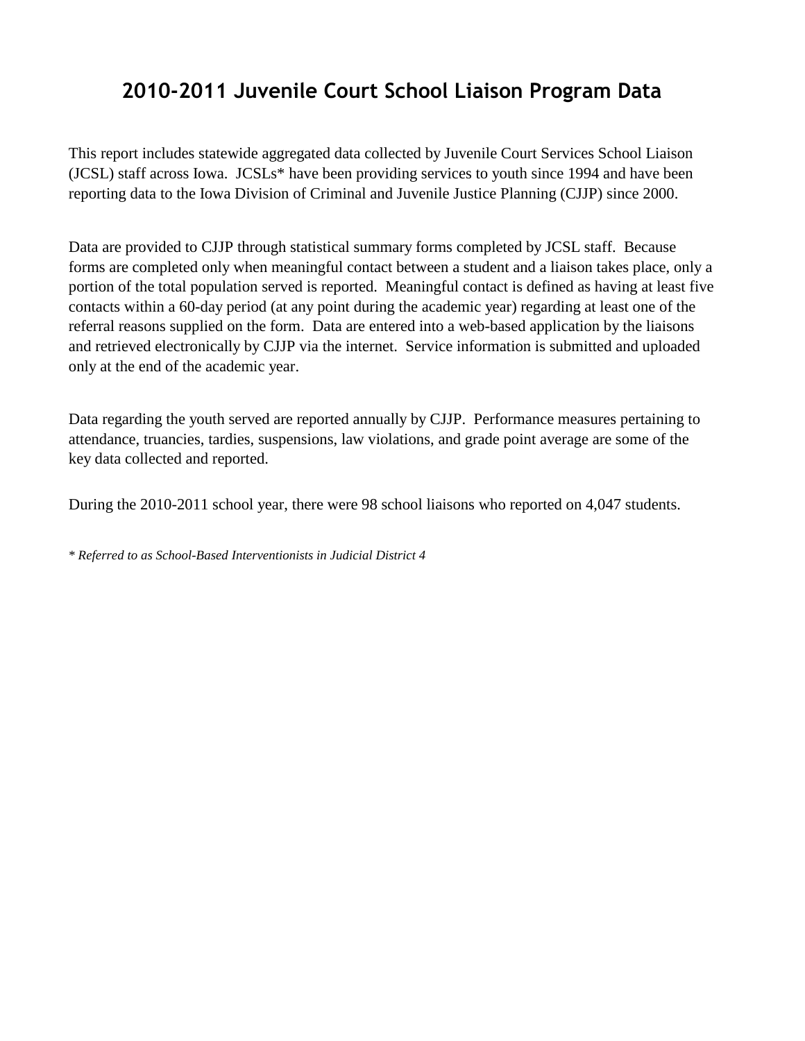# 2010-2011 Juvenile Court School Liaison Program Data

This report includes statewide aggregated data collected by Juvenile Court Services School Liaison (JCSL) staff across Iowa. JCSLs* have been providing services to youth since 1994 and have been reporting data to the Iowa Division of Criminal and Juvenile Justice Planning (CJJP) since 2000.

Data are provided to CJJP through statistical summary forms completed by JCSL staff. Because forms are completed only when meaningful contact between a student and a liaison takes place, only a portion of the total population served is reported. Meaningful contact is defined as having at least five contacts within a 60-day period (at any point during the academic year) regarding at least one of the referral reasons supplied on the form. Data are entered into a web-based application by the liaisons and retrieved electronically by CJJP via the internet. Service information is submitted and uploaded only at the end of the academic year.

Data regarding the youth served are reported annually by CJJP. Performance measures pertaining to attendance, truancies, tardies, suspensions, law violations, and grade point average are some of the key data collected and reported.

During the 2010-2011 school year, there were 98 school liaisons who reported on 4,047 students.

*\* Referred to as School-Based Interventionists in Judicial District 4*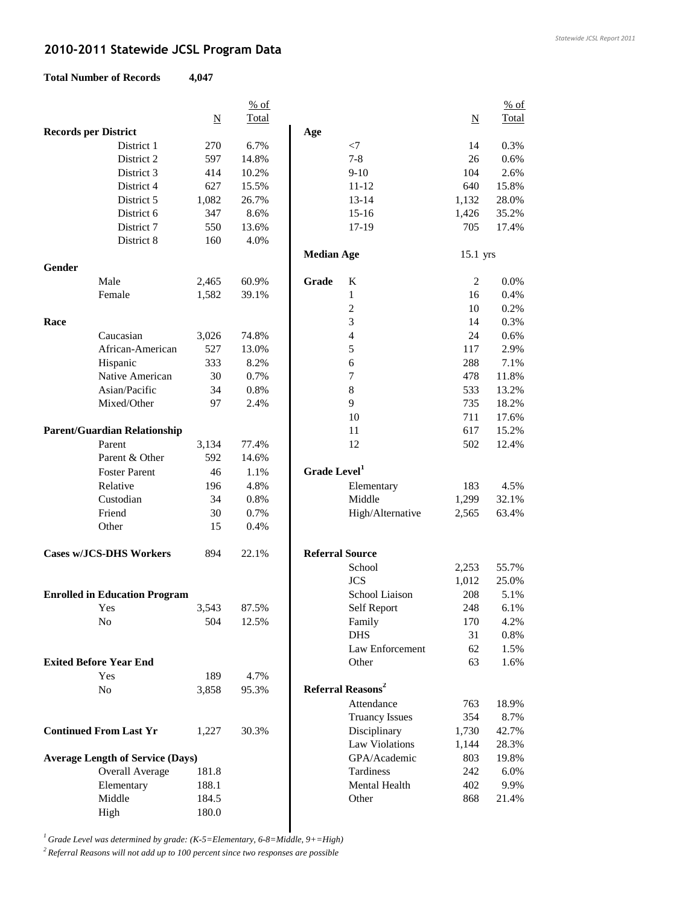## 2010-2011 Statewide JCSL Program Data

**Total Number of Records** 4,047

| | N | % of Total |
|---|---|---|
| **Records per District** | | |
| District 1 | 270 | 6.7% |
| District 2 | 597 | 14.8% |
| District 3 | 414 | 10.2% |
| District 4 | 627 | 15.5% |
| District 5 | 1,082 | 26.7% |
| District 6 | 347 | 8.6% |
| District 7 | 550 | 13.6% |
| District 8 | 160 | 4.0% |
| **Gender** | | |
| Male | 2,465 | 60.9% |
| Female | 1,582 | 39.1% |
| **Race** | | |
| Caucasian | 3,026 | 74.8% |
| African-American | 527 | 13.0% |
| Hispanic | 333 | 8.2% |
| Native American | 30 | 0.7% |
| Asian/Pacific | 34 | 0.8% |
| Mixed/Other | 97 | 2.4% |
| **Parent/Guardian Relationship** | | |
| Parent | 3,134 | 77.4% |
| Parent & Other | 592 | 14.6% |
| Foster Parent | 46 | 1.1% |
| Relative | 196 | 4.8% |
| Custodian | 34 | 0.8% |
| Friend | 30 | 0.7% |
| Other | 15 | 0.4% |
| **Cases w/JCS-DHS Workers** | 894 | 22.1% |
| **Enrolled in Education Program** | | |
| Yes | 3,543 | 87.5% |
| No | 504 | 12.5% |
| **Exited Before Year End** | | |
| Yes | 189 | 4.7% |
| No | 3,858 | 95.3% |
| **Continued From Last Yr** | 1,227 | 30.3% |
| **Average Length of Service (Days)** | | |
| Overall Average | 181.8 | |
| Elementary | 188.1 | |
| Middle | 184.5 | |
| High | 180.0 | |

| | N | % of Total |
|---|---|---|
| **Age** | | |
| <7 | 14 | 0.3% |
| 7-8 | 26 | 0.6% |
| 9-10 | 104 | 2.6% |
| 11-12 | 640 | 15.8% |
| 13-14 | 1,132 | 28.0% |
| 15-16 | 1,426 | 35.2% |
| 17-19 | 705 | 17.4% |
| **Median Age** | 15.1 yrs | |
| **Grade** | | |
| K | 2 | 0.0% |
| 1 | 16 | 0.4% |
| 2 | 10 | 0.2% |
| 3 | 14 | 0.3% |
| 4 | 24 | 0.6% |
| 5 | 117 | 2.9% |
| 6 | 288 | 7.1% |
| 7 | 478 | 11.8% |
| 8 | 533 | 13.2% |
| 9 | 735 | 18.2% |
| 10 | 711 | 17.6% |
| 11 | 617 | 15.2% |
| 12 | 502 | 12.4% |
| **Grade Level**[1] | | |
| Elementary | 183 | 4.5% |
| Middle | 1,299 | 32.1% |
| High/Alternative | 2,565 | 63.4% |
| **Referral Source** | | |
| School | 2,253 | 55.7% |
| JCS | 1,012 | 25.0% |
| School Liaison | 208 | 5.1% |
| Self Report | 248 | 6.1% |
| Family | 170 | 4.2% |
| DHS | 31 | 0.8% |
| Law Enforcement | 62 | 1.5% |
| Other | 63 | 1.6% |
| **Referral Reasons**[2] | | |
| Attendance | 763 | 18.9% |
| Truancy Issues | 354 | 8.7% |
| Disciplinary | 1,730 | 42.7% |
| Law Violations | 1,144 | 28.3% |
| GPA/Academic | 803 | 19.8% |
| Tardiness | 242 | 6.0% |
| Mental Health | 402 | 9.9% |
| Other | 868 | 21.4% |

*[1] Grade Level was determined by grade: (K-5=Elementary, 6-8=Middle, 9+=High)*

*[2] Referral Reasons will not add up to 100 percent since two responses are possible*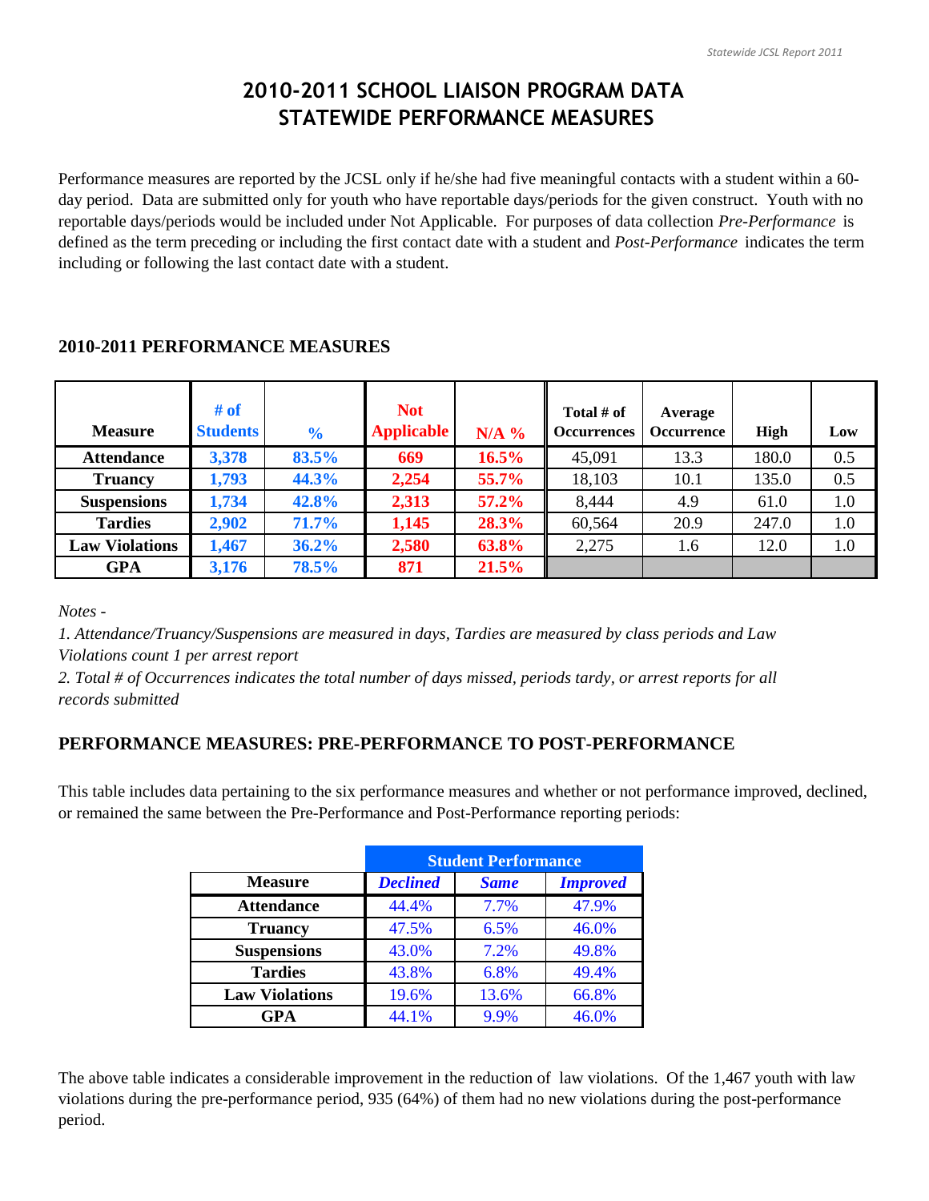# 2010-2011 SCHOOL LIAISON PROGRAM DATA
# STATEWIDE PERFORMANCE MEASURES

Performance measures are reported by the JCSL only if he/she had five meaningful contacts with a student within a 60-day period. Data are submitted only for youth who have reportable days/periods for the given construct. Youth with no reportable days/periods would be included under Not Applicable. For purposes of data collection *Pre-Performance* is defined as the term preceding or including the first contact date with a student and *Post-Performance* indicates the term including or following the last contact date with a student.

## 2010-2011 PERFORMANCE MEASURES

| Measure | # of Students | % | Not Applicable | N/A % | Total # of Occurrences | Average Occurrence | High | Low |
|---|---|---|---|---|---|---|---|---|
| Attendance | 3,378 | 83.5% | 669 | 16.5% | 45,091 | 13.3 | 180.0 | 0.5 |
| Truancy | 1,793 | 44.3% | 2,254 | 55.7% | 18,103 | 10.1 | 135.0 | 0.5 |
| Suspensions | 1,734 | 42.8% | 2,313 | 57.2% | 8,444 | 4.9 | 61.0 | 1.0 |
| Tardies | 2,902 | 71.7% | 1,145 | 28.3% | 60,564 | 20.9 | 247.0 | 1.0 |
| Law Violations | 1,467 | 36.2% | 2,580 | 63.8% | 2,275 | 1.6 | 12.0 | 1.0 |
| GPA | 3,176 | 78.5% | 871 | 21.5% | | | | |

*Notes -*

*1. Attendance/Truancy/Suspensions are measured in days, Tardies are measured by class periods and Law Violations count 1 per arrest report*

*2. Total # of Occurrences indicates the total number of days missed, periods tardy, or arrest reports for all records submitted*

## PERFORMANCE MEASURES: PRE-PERFORMANCE TO POST-PERFORMANCE

This table includes data pertaining to the six performance measures and whether or not performance improved, declined, or remained the same between the Pre-Performance and Post-Performance reporting periods:

| | Student Performance | | |
|---|---|---|---|
| **Measure** | ***Declined*** | ***Same*** | ***Improved*** |
| **Attendance** | 44.4% | 7.7% | 47.9% |
| **Truancy** | 47.5% | 6.5% | 46.0% |
| **Suspensions** | 43.0% | 7.2% | 49.8% |
| **Tardies** | 43.8% | 6.8% | 49.4% |
| **Law Violations** | 19.6% | 13.6% | 66.8% |
| **GPA** | 44.1% | 9.9% | 46.0% |

The above table indicates a considerable improvement in the reduction of law violations. Of the 1,467 youth with law violations during the pre-performance period, 935 (64%) of them had no new violations during the post-performance period.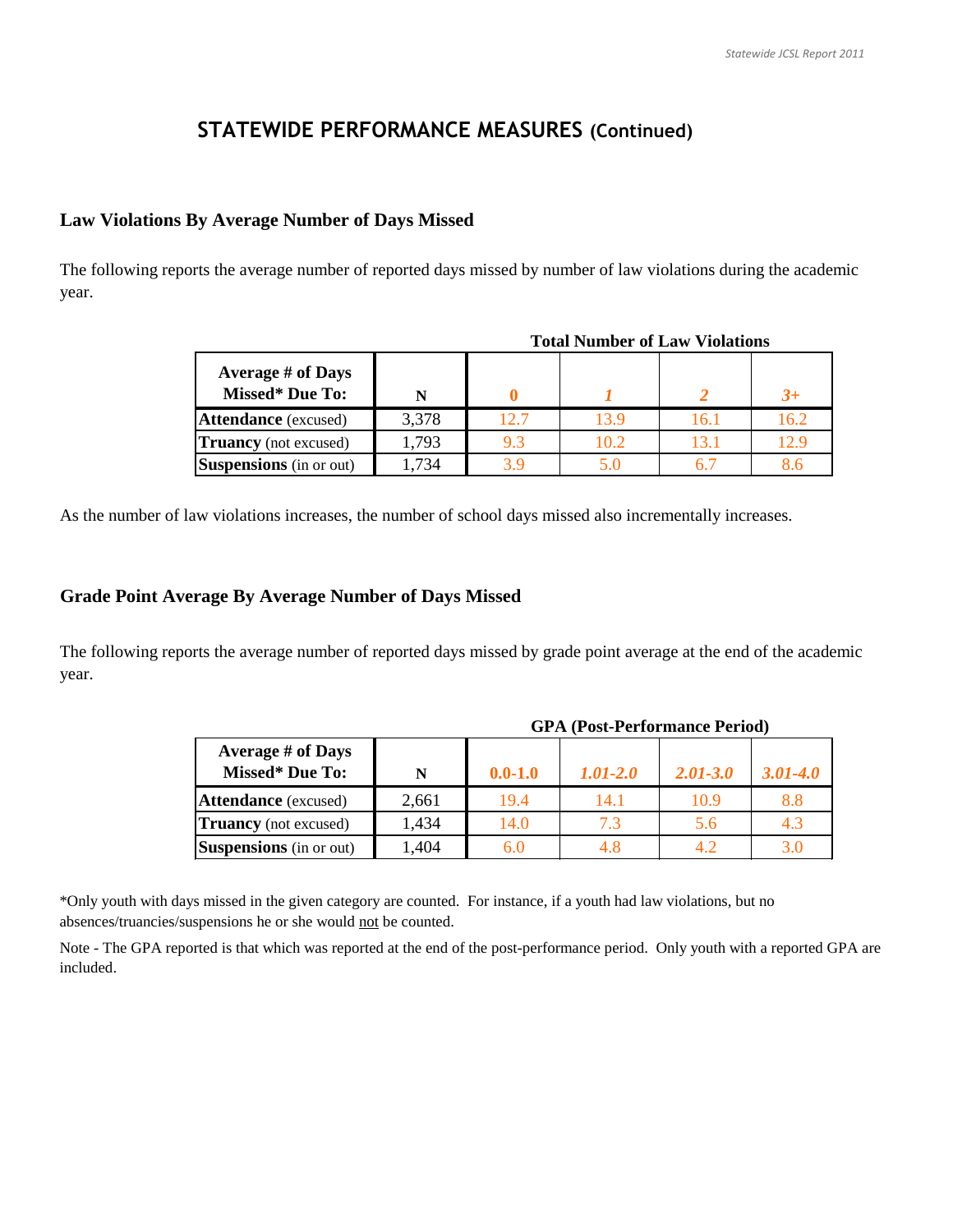## STATEWIDE PERFORMANCE MEASURES (Continued)

### Law Violations By Average Number of Days Missed

The following reports the average number of reported days missed by number of law violations during the academic year.

| Average # of Days Missed* Due To: | N | Total Number of Law Violations: 0 | 1 | 2 | 3+ |
|---|---|---|---|---|---|
| **Attendance** (excused) | 3,378 | 12.7 | 13.9 | 16.1 | 16.2 |
| **Truancy** (not excused) | 1,793 | 9.3 | 10.2 | 13.1 | 12.9 |
| **Suspensions** (in or out) | 1,734 | 3.9 | 5.0 | 6.7 | 8.6 |

As the number of law violations increases, the number of school days missed also incrementally increases.

### Grade Point Average By Average Number of Days Missed

The following reports the average number of reported days missed by grade point average at the end of the academic year.

| Average # of Days Missed* Due To: | N | GPA (Post-Performance Period): 0.0-1.0 | 1.01-2.0 | 2.01-3.0 | 3.01-4.0 |
|---|---|---|---|---|---|
| **Attendance** (excused) | 2,661 | 19.4 | 14.1 | 10.9 | 8.8 |
| **Truancy** (not excused) | 1,434 | 14.0 | 7.3 | 5.6 | 4.3 |
| **Suspensions** (in or out) | 1,404 | 6.0 | 4.8 | 4.2 | 3.0 |

*Only youth with days missed in the given category are counted. For instance, if a youth had law violations, but no absences/truancies/suspensions he or she would not be counted.

Note - The GPA reported is that which was reported at the end of the post-performance period. Only youth with a reported GPA are included.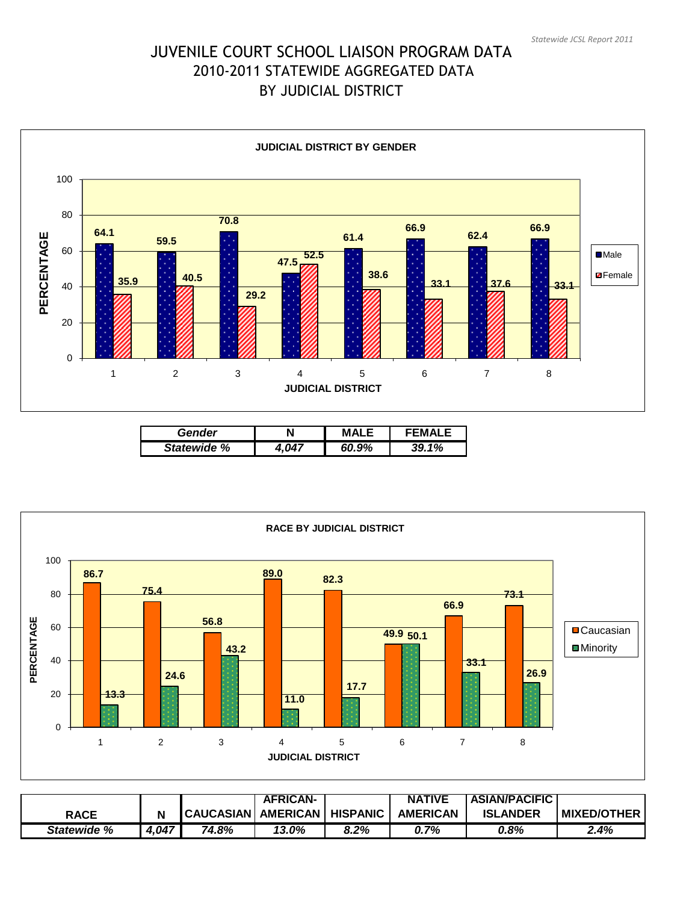# JUVENILE COURT SCHOOL LIAISON PROGRAM DATA
## 2010-2011 STATEWIDE AGGREGATED DATA
## BY JUDICIAL DISTRICT

**JUDICIAL DISTRICT BY GENDER**

| Judicial District | Male | Female |
|---|---|---|
| 1 | 64.1 | 35.9 |
| 2 | 59.5 | 40.5 |
| 3 | 70.8 | 29.2 |
| 4 | 47.5 | 52.5 |
| 5 | 61.4 | 38.6 |
| 6 | 66.9 | 33.1 |
| 7 | 62.4 | 37.6 |
| 8 | 66.9 | 33.1 |

| Gender | N | MALE | FEMALE |
|---|---|---|---|
| *Statewide %* | *4,047* | *60.9%* | *39.1%* |

**RACE BY JUDICIAL DISTRICT**

| Judicial District | Caucasian | Minority |
|---|---|---|
| 1 | 86.7 | 13.3 |
| 2 | 75.4 | 24.6 |
| 3 | 56.8 | 43.2 |
| 4 | 89.0 | 11.0 |
| 5 | 82.3 | 17.7 |
| 6 | 49.9 | 50.1 |
| 7 | 66.9 | 33.1 |
| 8 | 73.1 | 26.9 |

| RACE | N | CAUCASIAN | AFRICAN-AMERICAN | HISPANIC | NATIVE AMERICAN | ASIAN/PACIFIC ISLANDER | MIXED/OTHER |
|---|---|---|---|---|---|---|---|
| *Statewide %* | *4,047* | *74.8%* | *13.0%* | *8.2%* | *0.7%* | *0.8%* | *2.4%* |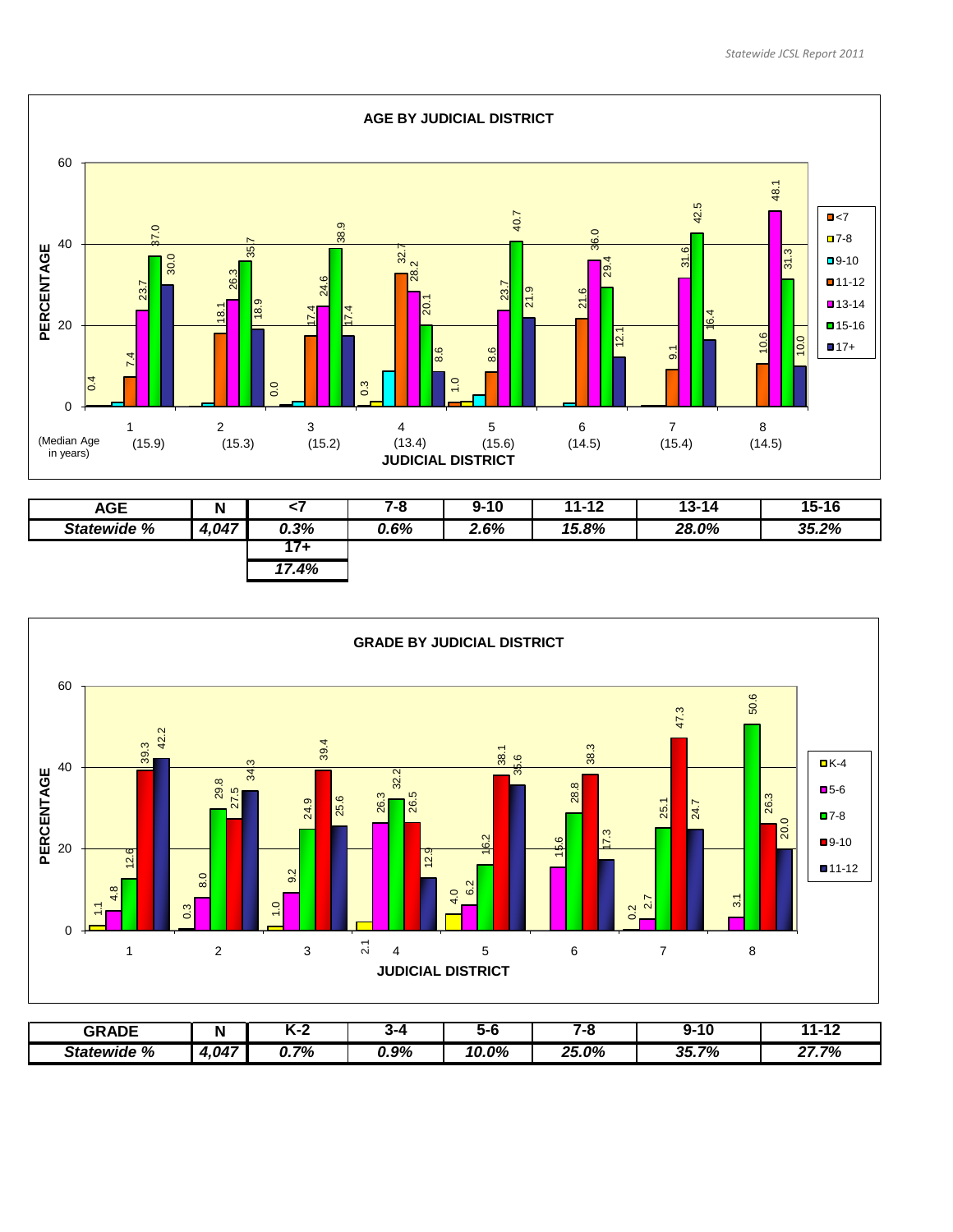## AGE BY JUDICIAL DISTRICT

| Judicial District (Median Age in years) | <7 | 7-8 | 9-10 | 11-12 | 13-14 | 15-16 | 17+ |
|---|---|---|---|---|---|---|---|
| 1 (15.9) | 0.4 | | | 7.4 | 23.7 | 37.0 | 30.0 |
| 2 (15.3) | | | | 18.1 | 26.3 | 35.7 | 18.9 |
| 3 (15.2) | 0.0 | | | 17.4 | 24.6 | 38.9 | 17.4 |
| 4 (13.4) | 0.3 | | | 32.7 | 28.2 | 20.1 | 8.6 |
| 5 (15.6) | 1.0 | | | 8.6 | 23.7 | 40.7 | 21.9 |
| 6 (14.5) | | | | 21.6 | 36.0 | 29.4 | 12.1 |
| 7 (15.4) | | | | 9.1 | 31.6 | 42.5 | 16.4 |
| 8 (14.5) | | | | 10.6 | 48.1 | 31.3 | 10.0 |

| AGE | N | <7 | 7-8 | 9-10 | 11-12 | 13-14 | 15-16 | 17+ |
|---|---|---|---|---|---|---|---|---|
| *Statewide %* | *4,047* | *0.3%* | *0.6%* | *2.6%* | *15.8%* | *28.0%* | *35.2%* | *17.4%* |

## GRADE BY JUDICIAL DISTRICT

| Judicial District | K-4 | 5-6 | 7-8 | 9-10 | 11-12 |
|---|---|---|---|---|---|
| 1 | 1.1 | 4.8 | 12.6 | 39.3 | 42.2 |
| 2 | 0.3 | 8.0 | 29.8 | 27.5 | 34.3 |
| 3 | 1.0 | 9.2 | 24.9 | 39.4 | 25.6 |
| 4 | 2.1 | 26.3 | 32.2 | 26.5 | 12.9 |
| 5 | 4.0 | 6.2 | 16.2 | 38.1 | 35.6 |
| 6 | | 15.6 | 28.8 | 38.3 | 17.3 |
| 7 | 0.2 | 2.7 | 25.1 | 47.3 | 24.7 |
| 8 | | 3.1 | 50.6 | 26.3 | 20.0 |

| GRADE | N | K-2 | 3-4 | 5-6 | 7-8 | 9-10 | 11-12 |
|---|---|---|---|---|---|---|---|
| *Statewide %* | *4,047* | *0.7%* | *0.9%* | *10.0%* | *25.0%* | *35.7%* | *27.7%* |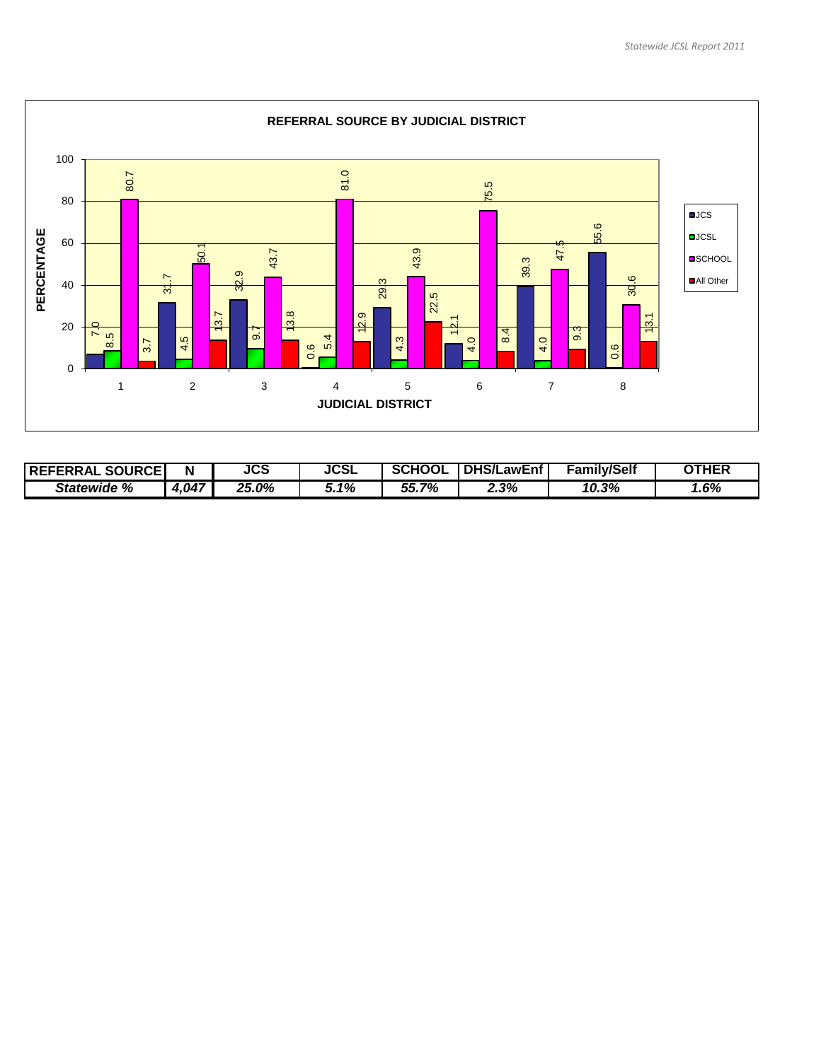**REFERRAL SOURCE BY JUDICIAL DISTRICT**

| JUDICIAL DISTRICT | JCS | JCSL | SCHOOL | All Other |
|---|---|---|---|---|
| 1 | 7.0 | 8.5 | 80.7 | 3.7 |
| 2 | 31.7 | 4.5 | 50.1 | 13.7 |
| 3 | 32.9 | 9.7 | 43.7 | 13.8 |
| 4 | 0.6 | 5.4 | 81.0 | 12.9 |
| 5 | 29.3 | 4.3 | 43.9 | 22.5 |
| 6 | 12.1 | 4.0 | 75.5 | 8.4 |
| 7 | 39.3 | 4.0 | 47.5 | 9.3 |
| 8 | 55.6 | 0.6 | 30.6 | 13.1 |

| REFERRAL SOURCE | N | JCS | JCSL | SCHOOL | DHS/LawEnf | Family/Self | OTHER |
|---|---|---|---|---|---|---|---|
| ***Statewide %*** | ***4,047*** | ***25.0%*** | ***5.1%*** | ***55.7%*** | ***2.3%*** | ***10.3%*** | ***1.6%*** |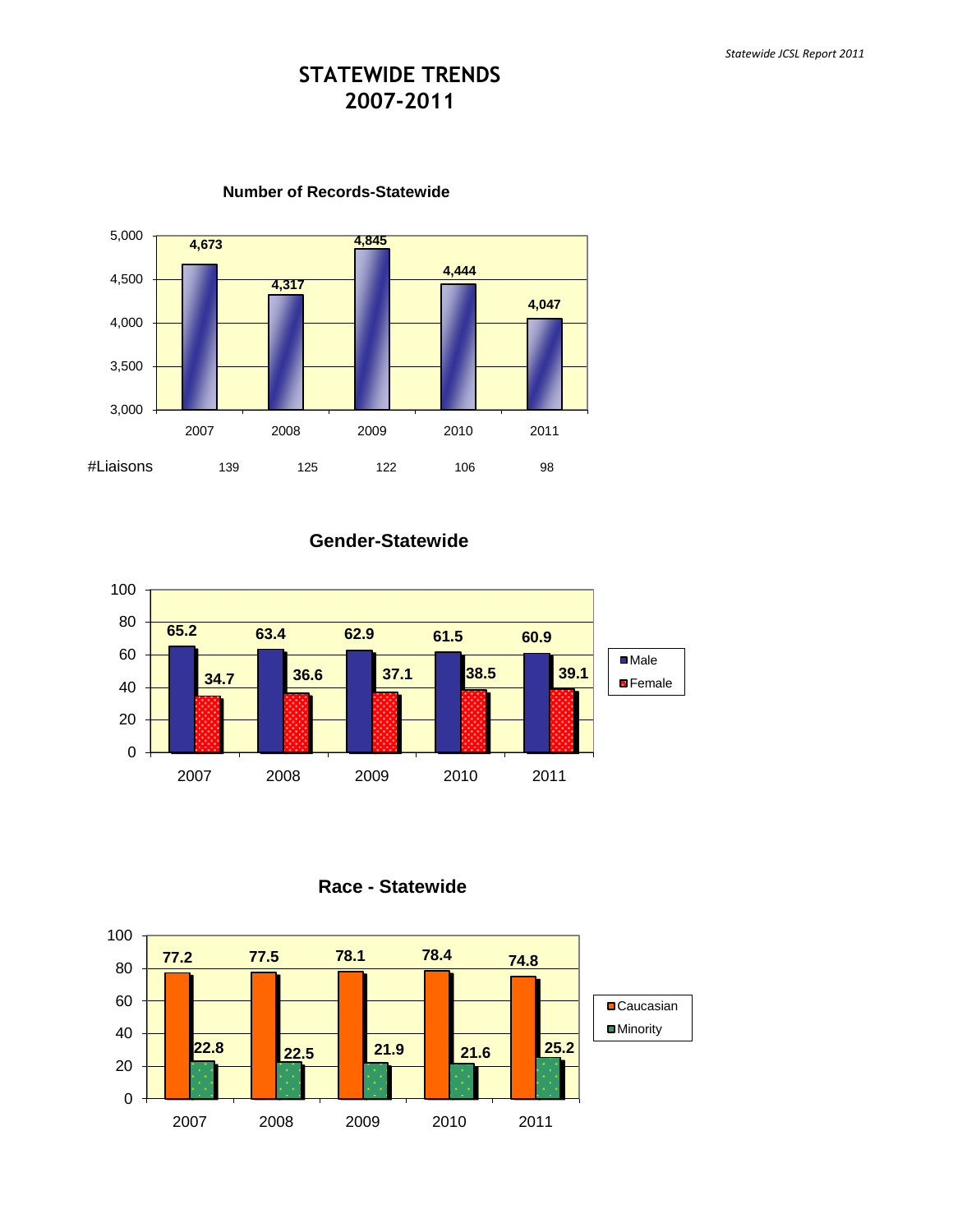# STATEWIDE TRENDS 2007-2011

**Number of Records-Statewide**

| | 2007 | 2008 | 2009 | 2010 | 2011 |
|---|---|---|---|---|---|
| Records | 4,673 | 4,317 | 4,845 | 4,444 | 4,047 |
| #Liaisons | 139 | 125 | 122 | 106 | 98 |

**Gender-Statewide**

| | 2007 | 2008 | 2009 | 2010 | 2011 |
|---|---|---|---|---|---|
| Male | 65.2 | 63.4 | 62.9 | 61.5 | 60.9 |
| Female | 34.7 | 36.6 | 37.1 | 38.5 | 39.1 |

**Race - Statewide**

| | 2007 | 2008 | 2009 | 2010 | 2011 |
|---|---|---|---|---|---|
| Caucasian | 77.2 | 77.5 | 78.1 | 78.4 | 74.8 |
| Minority | 22.8 | 22.5 | 21.9 | 21.6 | 25.2 |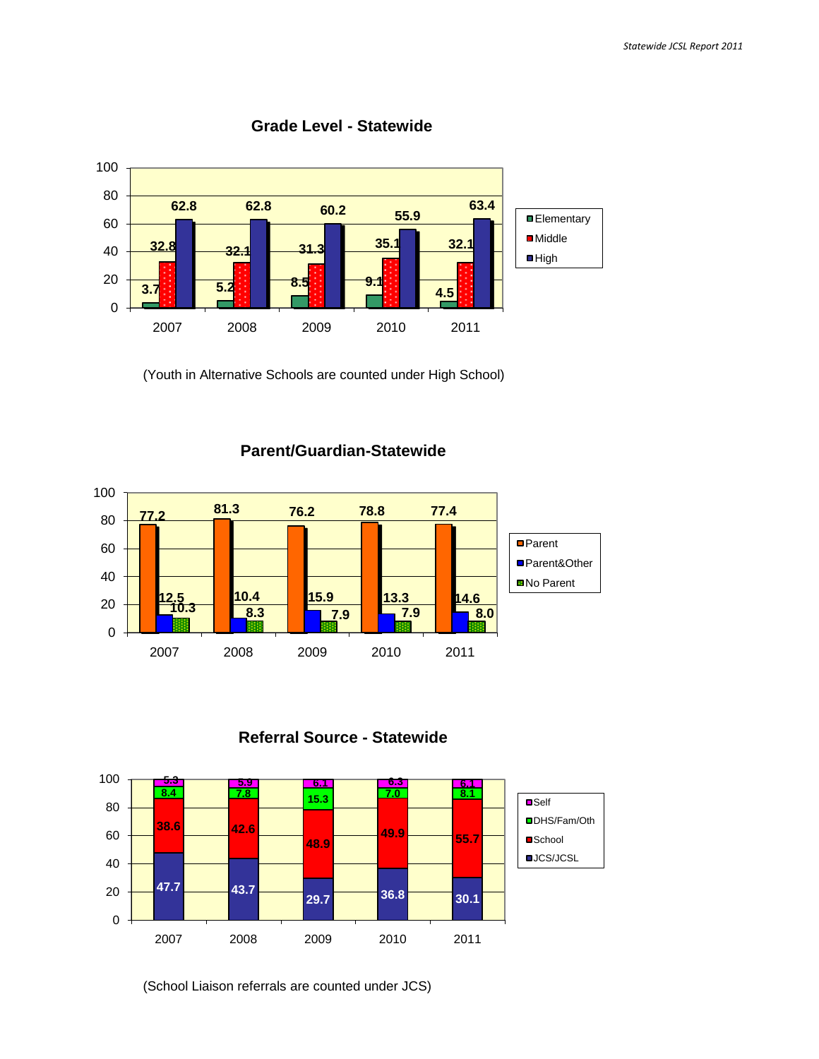## Grade Level - Statewide

| Year | Elementary | Middle | High |
|---|---|---|---|
| 2007 | 3.7 | 32.8 | 62.8 |
| 2008 | 5.2 | 32.1 | 62.8 |
| 2009 | 8.5 | 31.3 | 60.2 |
| 2010 | 9.1 | 35.1 | 55.9 |
| 2011 | 4.5 | 32.1 | 63.4 |

(Youth in Alternative Schools are counted under High School)

## Parent/Guardian-Statewide

| Year | Parent | Parent&Other | No Parent |
|---|---|---|---|
| 2007 | 77.2 | 12.5 | 10.3 |
| 2008 | 81.3 | 10.4 | 8.3 |
| 2009 | 76.2 | 15.9 | 7.9 |
| 2010 | 78.8 | 13.3 | 7.9 |
| 2011 | 77.4 | 14.6 | 8.0 |

## Referral Source - Statewide

| Year | Self | DHS/Fam/Oth | School | JCS/JCSL |
|---|---|---|---|---|
| 2007 | 5.3 | 8.4 | 38.6 | 47.7 |
| 2008 | 5.9 | 7.8 | 42.6 | 43.7 |
| 2009 | 6.1 | 15.3 | 48.9 | 29.7 |
| 2010 | 6.3 | 7.0 | 49.9 | 36.8 |
| 2011 | 6.1 | 8.1 | 55.7 | 30.1 |

(School Liaison referrals are counted under JCS)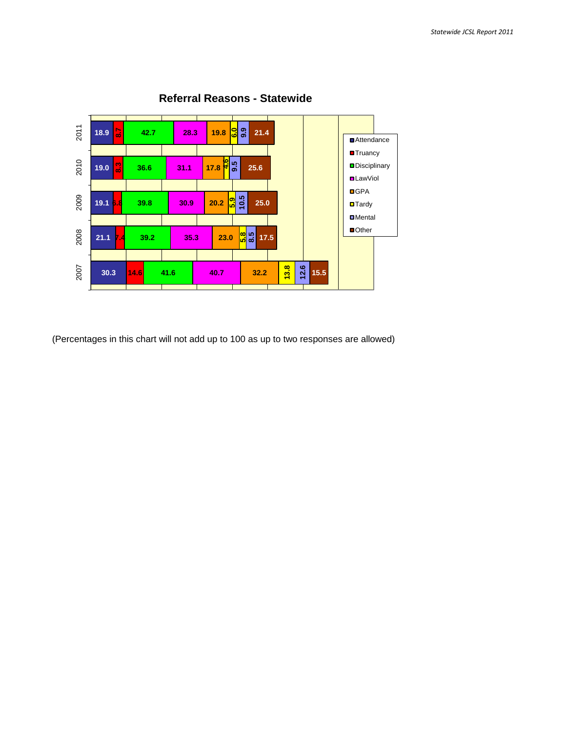## Referral Reasons - Statewide

2011: 18.9, 8.7, 42.7, 28.3, 19.8, 6.0, 9.9, 21.4

2010: 19.0, 8.3, 36.6, 31.1, 17.8, 4.6, 9.5, 25.6

2009: 19.1, 6.8, 39.8, 30.9, 20.2, 5.9, 10.5, 25.0

2008: 21.1, 7.4, 39.2, 35.3, 23.0, 5.8, 8.5, 17.5

2007: 30.3, 14.6, 41.6, 40.7, 32.2, 13.8, 12.6, 15.5

Attendance
Truancy
Disciplinary
LawViol
GPA
Tardy
Mental
Other

(Percentages in this chart will not add up to 100 as up to two responses are allowed)